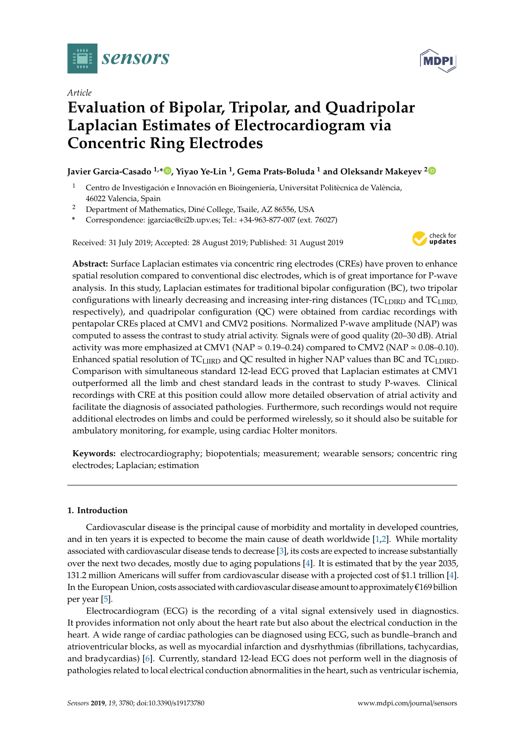*Article*

# Evaluation of Bipolar, Tripolar, and Quadripolar Laplacian Estimates of Electrocardiogram via Concentric Ring Electrodes

**Javier Garcia-Casado [1,*], Yiyao Ye-Lin [1], Gema Prats-Boluda [1] and Oleksandr Makeyev [2]**

[1] Centro de Investigación e Innovación en Bioingeniería, Universitat Politècnica de València, 46022 Valencia, Spain

[2] Department of Mathematics, Diné College, Tsaile, AZ 86556, USA

\* Correspondence: jgarciac@ci2b.upv.es; Tel.: +34-963-877-007 (ext. 76027)

Received: 31 July 2019; Accepted: 28 August 2019; Published: 31 August 2019

**Abstract:** Surface Laplacian estimates via concentric ring electrodes (CREs) have proven to enhance spatial resolution compared to conventional disc electrodes, which is of great importance for P-wave analysis. In this study, Laplacian estimates for traditional bipolar configuration (BC), two tripolar configurations with linearly decreasing and increasing inter-ring distances ($TC_{LDIRD}$ and $TC_{LIIRD}$, respectively), and quadripolar configuration (QC) were obtained from cardiac recordings with pentapolar CREs placed at CMV1 and CMV2 positions. Normalized P-wave amplitude (NAP) was computed to assess the contrast to study atrial activity. Signals were of good quality (20–30 dB). Atrial activity was more emphasized at CMV1 (NAP ≃ 0.19–0.24) compared to CMV2 (NAP ≃ 0.08–0.10). Enhanced spatial resolution of $TC_{LIIRD}$ and QC resulted in higher NAP values than BC and $TC_{LDIRD}$. Comparison with simultaneous standard 12-lead ECG proved that Laplacian estimates at CMV1 outperformed all the limb and chest standard leads in the contrast to study P-waves. Clinical recordings with CRE at this position could allow more detailed observation of atrial activity and facilitate the diagnosis of associated pathologies. Furthermore, such recordings would not require additional electrodes on limbs and could be performed wirelessly, so it should also be suitable for ambulatory monitoring, for example, using cardiac Holter monitors.

**Keywords:** electrocardiography; biopotentials; measurement; wearable sensors; concentric ring electrodes; Laplacian; estimation

## 1. Introduction

Cardiovascular disease is the principal cause of morbidity and mortality in developed countries, and in ten years it is expected to become the main cause of death worldwide [1,2]. While mortality associated with cardiovascular disease tends to decrease [3], its costs are expected to increase substantially over the next two decades, mostly due to aging populations [4]. It is estimated that by the year 2035, 131.2 million Americans will suffer from cardiovascular disease with a projected cost of $1.1 trillion [4]. In the European Union, costs associated with cardiovascular disease amount to approximately €169 billion per year [5].

Electrocardiogram (ECG) is the recording of a vital signal extensively used in diagnostics. It provides information not only about the heart rate but also about the electrical conduction in the heart. A wide range of cardiac pathologies can be diagnosed using ECG, such as bundle–branch and atrioventricular blocks, as well as myocardial infarction and dysrhythmias (fibrillations, tachycardias, and bradycardias) [6]. Currently, standard 12-lead ECG does not perform well in the diagnosis of pathologies related to local electrical conduction abnormalities in the heart, such as ventricular ischemia,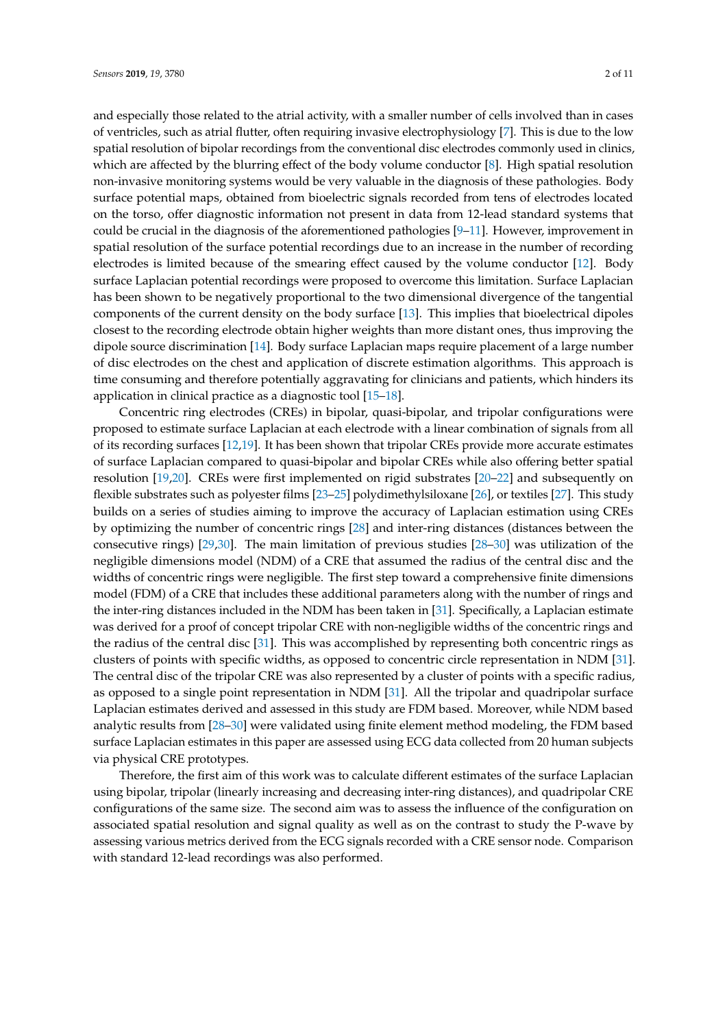and especially those related to the atrial activity, with a smaller number of cells involved than in cases of ventricles, such as atrial flutter, often requiring invasive electrophysiology [7]. This is due to the low spatial resolution of bipolar recordings from the conventional disc electrodes commonly used in clinics, which are affected by the blurring effect of the body volume conductor [8]. High spatial resolution non-invasive monitoring systems would be very valuable in the diagnosis of these pathologies. Body surface potential maps, obtained from bioelectric signals recorded from tens of electrodes located on the torso, offer diagnostic information not present in data from 12-lead standard systems that could be crucial in the diagnosis of the aforementioned pathologies [9–11]. However, improvement in spatial resolution of the surface potential recordings due to an increase in the number of recording electrodes is limited because of the smearing effect caused by the volume conductor [12]. Body surface Laplacian potential recordings were proposed to overcome this limitation. Surface Laplacian has been shown to be negatively proportional to the two dimensional divergence of the tangential components of the current density on the body surface [13]. This implies that bioelectrical dipoles closest to the recording electrode obtain higher weights than more distant ones, thus improving the dipole source discrimination [14]. Body surface Laplacian maps require placement of a large number of disc electrodes on the chest and application of discrete estimation algorithms. This approach is time consuming and therefore potentially aggravating for clinicians and patients, which hinders its application in clinical practice as a diagnostic tool [15–18].

Concentric ring electrodes (CREs) in bipolar, quasi-bipolar, and tripolar configurations were proposed to estimate surface Laplacian at each electrode with a linear combination of signals from all of its recording surfaces [12,19]. It has been shown that tripolar CREs provide more accurate estimates of surface Laplacian compared to quasi-bipolar and bipolar CREs while also offering better spatial resolution [19,20]. CREs were first implemented on rigid substrates [20–22] and subsequently on flexible substrates such as polyester films [23–25] polydimethylsiloxane [26], or textiles [27]. This study builds on a series of studies aiming to improve the accuracy of Laplacian estimation using CREs by optimizing the number of concentric rings [28] and inter-ring distances (distances between the consecutive rings) [29,30]. The main limitation of previous studies [28–30] was utilization of the negligible dimensions model (NDM) of a CRE that assumed the radius of the central disc and the widths of concentric rings were negligible. The first step toward a comprehensive finite dimensions model (FDM) of a CRE that includes these additional parameters along with the number of rings and the inter-ring distances included in the NDM has been taken in [31]. Specifically, a Laplacian estimate was derived for a proof of concept tripolar CRE with non-negligible widths of the concentric rings and the radius of the central disc [31]. This was accomplished by representing both concentric rings as clusters of points with specific widths, as opposed to concentric circle representation in NDM [31]. The central disc of the tripolar CRE was also represented by a cluster of points with a specific radius, as opposed to a single point representation in NDM [31]. All the tripolar and quadripolar surface Laplacian estimates derived and assessed in this study are FDM based. Moreover, while NDM based analytic results from [28–30] were validated using finite element method modeling, the FDM based surface Laplacian estimates in this paper are assessed using ECG data collected from 20 human subjects via physical CRE prototypes.

Therefore, the first aim of this work was to calculate different estimates of the surface Laplacian using bipolar, tripolar (linearly increasing and decreasing inter-ring distances), and quadripolar CRE configurations of the same size. The second aim was to assess the influence of the configuration on associated spatial resolution and signal quality as well as on the contrast to study the P-wave by assessing various metrics derived from the ECG signals recorded with a CRE sensor node. Comparison with standard 12-lead recordings was also performed.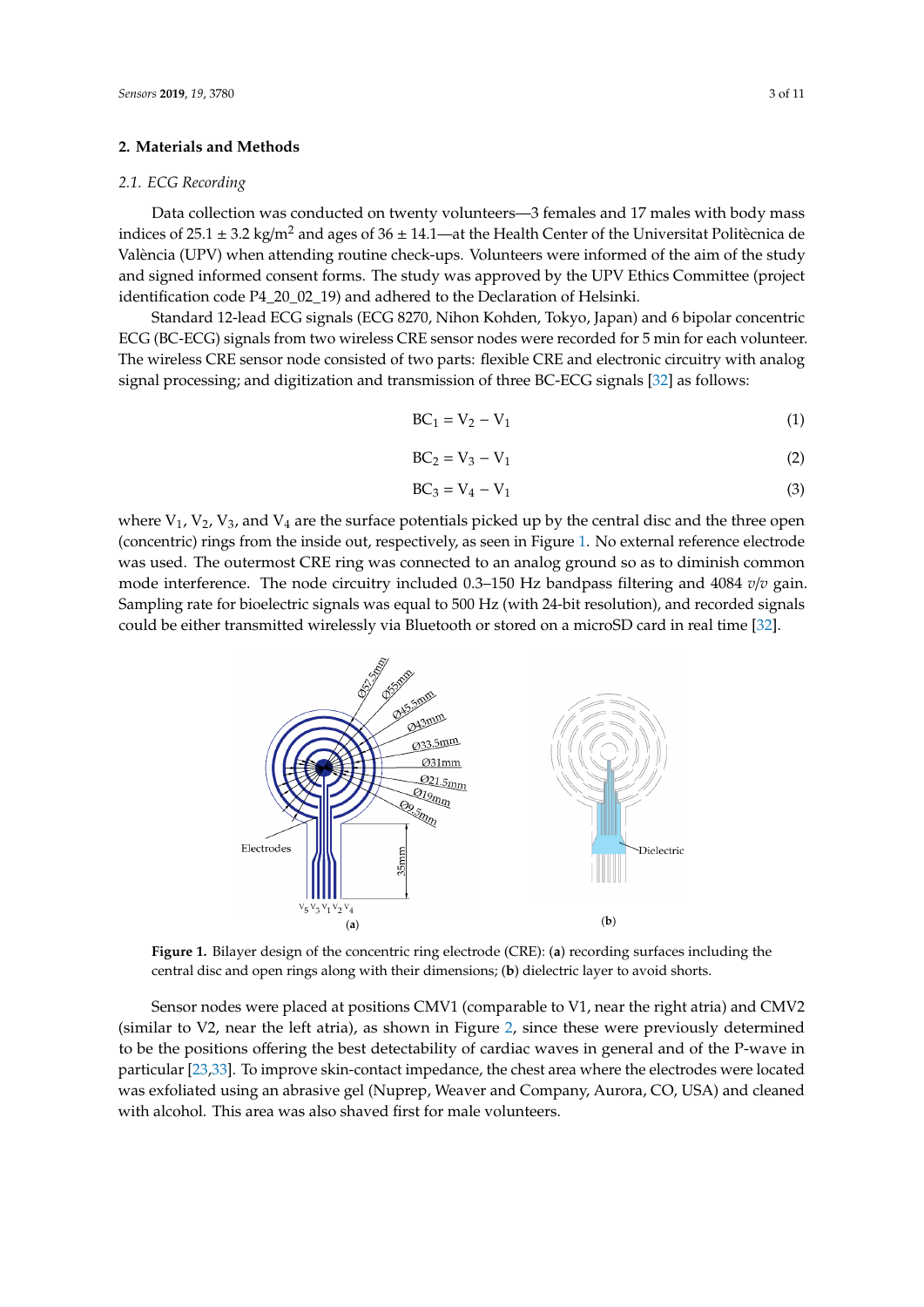## 2. Materials and Methods

### 2.1. ECG Recording

Data collection was conducted on twenty volunteers—3 females and 17 males with body mass indices of 25.1 ± 3.2 kg/m$^2$ and ages of 36 ± 14.1—at the Health Center of the Universitat Politècnica de València (UPV) when attending routine check-ups. Volunteers were informed of the aim of the study and signed informed consent forms. The study was approved by the UPV Ethics Committee (project identification code P4_20_02_19) and adhered to the Declaration of Helsinki.

Standard 12-lead ECG signals (ECG 8270, Nihon Kohden, Tokyo, Japan) and 6 bipolar concentric ECG (BC-ECG) signals from two wireless CRE sensor nodes were recorded for 5 min for each volunteer. The wireless CRE sensor node consisted of two parts: flexible CRE and electronic circuitry with analog signal processing; and digitization and transmission of three BC-ECG signals [32] as follows:

$$BC_1 = V_2 - V_1 \tag{1}$$

$$BC_2 = V_3 - V_1 \tag{2}$$

$$BC_3 = V_4 - V_1 \tag{3}$$

where $V_1$, $V_2$, $V_3$, and $V_4$ are the surface potentials picked up by the central disc and the three open (concentric) rings from the inside out, respectively, as seen in Figure 1. No external reference electrode was used. The outermost CRE ring was connected to an analog ground so as to diminish common mode interference. The node circuitry included 0.3–150 Hz bandpass filtering and 4084 *v/v* gain. Sampling rate for bioelectric signals was equal to 500 Hz (with 24-bit resolution), and recorded signals could be either transmitted wirelessly via Bluetooth or stored on a microSD card in real time [32].

**Figure 1.** Bilayer design of the concentric ring electrode (CRE): (**a**) recording surfaces including the central disc and open rings along with their dimensions; (**b**) dielectric layer to avoid shorts.

Sensor nodes were placed at positions CMV1 (comparable to V1, near the right atria) and CMV2 (similar to V2, near the left atria), as shown in Figure 2, since these were previously determined to be the positions offering the best detectability of cardiac waves in general and of the P-wave in particular [23,33]. To improve skin-contact impedance, the chest area where the electrodes were located was exfoliated using an abrasive gel (Nuprep, Weaver and Company, Aurora, CO, USA) and cleaned with alcohol. This area was also shaved first for male volunteers.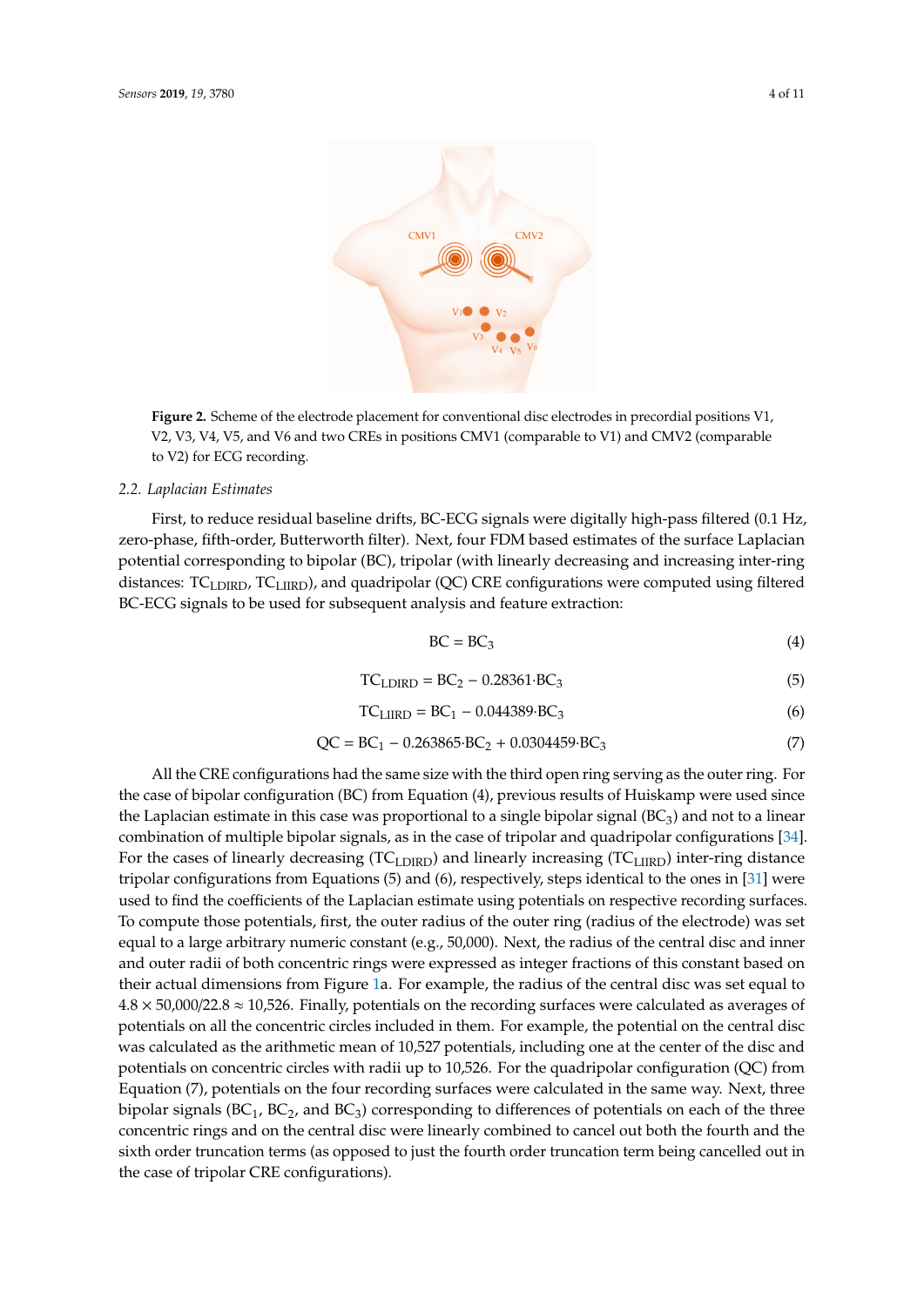**Figure 2.** Scheme of the electrode placement for conventional disc electrodes in precordial positions V1, V2, V3, V4, V5, and V6 and two CREs in positions CMV1 (comparable to V1) and CMV2 (comparable to V2) for ECG recording.

### 2.2. Laplacian Estimates

First, to reduce residual baseline drifts, BC-ECG signals were digitally high-pass filtered (0.1 Hz, zero-phase, fifth-order, Butterworth filter). Next, four FDM based estimates of the surface Laplacian potential corresponding to bipolar (BC), tripolar (with linearly decreasing and increasing inter-ring distances: $TC_{LDIRD}$, $TC_{LIIRD}$), and quadripolar (QC) CRE configurations were computed using filtered BC-ECG signals to be used for subsequent analysis and feature extraction:

$$BC = BC_3 \tag{4}$$

$$TC_{LDIRD} = BC_2 - 0.28361 \cdot BC_3 \tag{5}$$

$$TC_{LIIRD} = BC_1 - 0.044389 \cdot BC_3 \tag{6}$$

$$QC = BC_1 - 0.263865 \cdot BC_2 + 0.0304459 \cdot BC_3 \tag{7}$$

All the CRE configurations had the same size with the third open ring serving as the outer ring. For the case of bipolar configuration (BC) from Equation (4), previous results of Huiskamp were used since the Laplacian estimate in this case was proportional to a single bipolar signal ($BC_3$) and not to a linear combination of multiple bipolar signals, as in the case of tripolar and quadripolar configurations [34]. For the cases of linearly decreasing ($TC_{LDIRD}$) and linearly increasing ($TC_{LIIRD}$) inter-ring distance tripolar configurations from Equations (5) and (6), respectively, steps identical to the ones in [31] were used to find the coefficients of the Laplacian estimate using potentials on respective recording surfaces. To compute those potentials, first, the outer radius of the outer ring (radius of the electrode) was set equal to a large arbitrary numeric constant (e.g., 50,000). Next, the radius of the central disc and inner and outer radii of both concentric rings were expressed as integer fractions of this constant based on their actual dimensions from Figure 1a. For example, the radius of the central disc was set equal to $4.8 \times 50{,}000/22.8 \approx 10{,}526$. Finally, potentials on the recording surfaces were calculated as averages of potentials on all the concentric circles included in them. For example, the potential on the central disc was calculated as the arithmetic mean of 10,527 potentials, including one at the center of the disc and potentials on concentric circles with radii up to 10,526. For the quadripolar configuration (QC) from Equation (7), potentials on the four recording surfaces were calculated in the same way. Next, three bipolar signals ($BC_1$, $BC_2$, and $BC_3$) corresponding to differences of potentials on each of the three concentric rings and on the central disc were linearly combined to cancel out both the fourth and the sixth order truncation terms (as opposed to just the fourth order truncation term being cancelled out in the case of tripolar CRE configurations).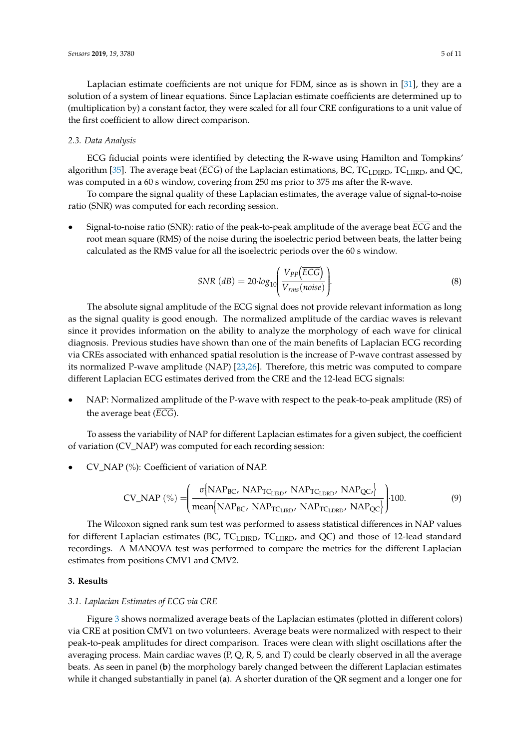Laplacian estimate coefficients are not unique for FDM, since as is shown in [31], they are a solution of a system of linear equations. Since Laplacian estimate coefficients are determined up to (multiplication by) a constant factor, they were scaled for all four CRE configurations to a unit value of the first coefficient to allow direct comparison.

### *2.3. Data Analysis*

ECG fiducial points were identified by detecting the R-wave using Hamilton and Tompkins' algorithm [35]. The average beat ($\overline{ECG}$) of the Laplacian estimations, BC, $TC_{LDIRD}$, $TC_{LIIRD}$, and QC, was computed in a 60 s window, covering from 250 ms prior to 375 ms after the R-wave.

To compare the signal quality of these Laplacian estimates, the average value of signal-to-noise ratio (SNR) was computed for each recording session.

- Signal-to-noise ratio (SNR): ratio of the peak-to-peak amplitude of the average beat $\overline{ECG}$ and the root mean square (RMS) of the noise during the isoelectric period between beats, the latter being calculated as the RMS value for all the isoelectric periods over the 60 s window.

$$SNR\ (dB) = 20 \cdot log_{10}\left(\frac{V_{PP}\left(\overline{ECG}\right)}{V_{rms}(noise)}\right). \tag{8}$$

The absolute signal amplitude of the ECG signal does not provide relevant information as long as the signal quality is good enough. The normalized amplitude of the cardiac waves is relevant since it provides information on the ability to analyze the morphology of each wave for clinical diagnosis. Previous studies have shown than one of the main benefits of Laplacian ECG recording via CREs associated with enhanced spatial resolution is the increase of P-wave contrast assessed by its normalized P-wave amplitude (NAP) [23,26]. Therefore, this metric was computed to compare different Laplacian ECG estimates derived from the CRE and the 12-lead ECG signals:

- NAP: Normalized amplitude of the P-wave with respect to the peak-to-peak amplitude (RS) of the average beat ($\overline{ECG}$).

To assess the variability of NAP for different Laplacian estimates for a given subject, the coefficient of variation (CV_NAP) was computed for each recording session:

- CV_NAP (%): Coefficient of variation of NAP.

$$\text{CV\_NAP}\ (\%) = \left(\frac{\sigma\left\{\text{NAP}_{\text{BC}},\ \text{NAP}_{\text{TC}_{\text{LIIRD}}},\ \text{NAP}_{\text{TC}_{\text{LDIRD}}},\ \text{NAP}_{\text{QC}},\right\}}{\text{mean}\left\{\text{NAP}_{\text{BC}},\ \text{NAP}_{\text{TC}_{\text{LIIRD}}},\ \text{NAP}_{\text{TC}_{\text{LDIRD}}},\ \text{NAP}_{\text{QC}}\right\}}\right) \cdot 100. \tag{9}$$

The Wilcoxon signed rank sum test was performed to assess statistical differences in NAP values for different Laplacian estimates (BC, $TC_{LDIRD}$, $TC_{LIIRD}$, and QC) and those of 12-lead standard recordings. A MANOVA test was performed to compare the metrics for the different Laplacian estimates from positions CMV1 and CMV2.

## 3. Results

### *3.1. Laplacian Estimates of ECG via CRE*

Figure 3 shows normalized average beats of the Laplacian estimates (plotted in different colors) via CRE at position CMV1 on two volunteers. Average beats were normalized with respect to their peak-to-peak amplitudes for direct comparison. Traces were clean with slight oscillations after the averaging process. Main cardiac waves (P, Q, R, S, and T) could be clearly observed in all the average beats. As seen in panel (**b**) the morphology barely changed between the different Laplacian estimates while it changed substantially in panel (**a**). A shorter duration of the QR segment and a longer one for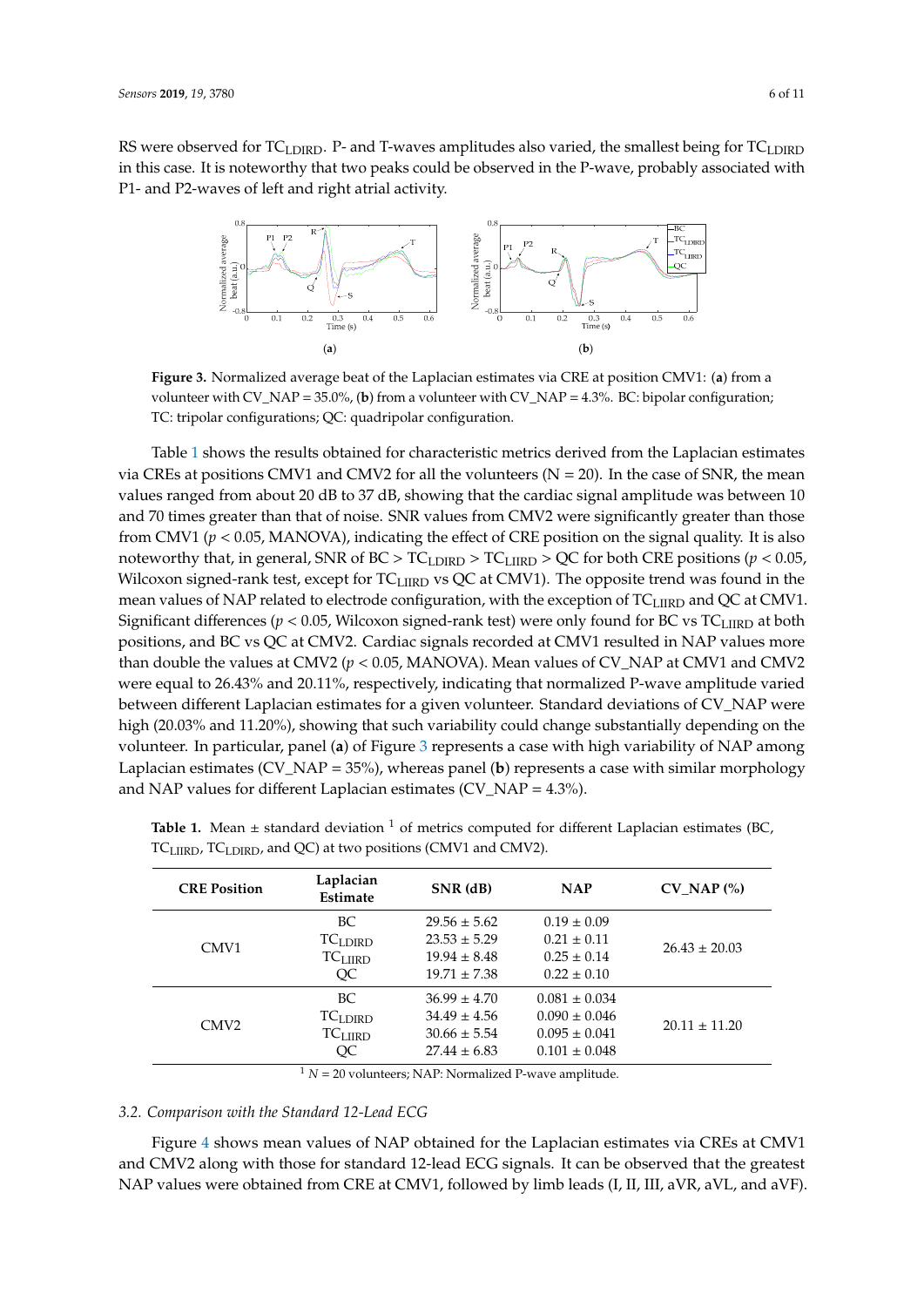RS were observed for $TC_{LDIRD}$. P- and T-waves amplitudes also varied, the smallest being for $TC_{LDIRD}$ in this case. It is noteworthy that two peaks could be observed in the P-wave, probably associated with P1- and P2-waves of left and right atrial activity.

**Figure 3.** Normalized average beat of the Laplacian estimates via CRE at position CMV1: (**a**) from a volunteer with CV_NAP = 35.0%, (**b**) from a volunteer with CV_NAP = 4.3%. BC: bipolar configuration; TC: tripolar configurations; QC: quadripolar configuration.

Table 1 shows the results obtained for characteristic metrics derived from the Laplacian estimates via CREs at positions CMV1 and CMV2 for all the volunteers (N = 20). In the case of SNR, the mean values ranged from about 20 dB to 37 dB, showing that the cardiac signal amplitude was between 10 and 70 times greater than that of noise. SNR values from CMV2 were significantly greater than those from CMV1 ($p < 0.05$, MANOVA), indicating the effect of CRE position on the signal quality. It is also noteworthy that, in general, SNR of BC > $TC_{LDIRD}$ > $TC_{LIIRD}$ > QC for both CRE positions ($p < 0.05$, Wilcoxon signed-rank test, except for $TC_{LIIRD}$ vs QC at CMV1). The opposite trend was found in the mean values of NAP related to electrode configuration, with the exception of $TC_{LIIRD}$ and QC at CMV1. Significant differences ($p < 0.05$, Wilcoxon signed-rank test) were only found for BC vs $TC_{LIIRD}$ at both positions, and BC vs QC at CMV2. Cardiac signals recorded at CMV1 resulted in NAP values more than double the values at CMV2 ($p < 0.05$, MANOVA). Mean values of CV_NAP at CMV1 and CMV2 were equal to 26.43% and 20.11%, respectively, indicating that normalized P-wave amplitude varied between different Laplacian estimates for a given volunteer. Standard deviations of CV_NAP were high (20.03% and 11.20%), showing that such variability could change substantially depending on the volunteer. In particular, panel (**a**) of Figure 3 represents a case with high variability of NAP among Laplacian estimates (CV_NAP = 35%), whereas panel (**b**) represents a case with similar morphology and NAP values for different Laplacian estimates (CV_NAP = 4.3%).

**Table 1.** Mean ± standard deviation [1] of metrics computed for different Laplacian estimates (BC, $TC_{LIIRD}$, $TC_{LDIRD}$, and QC) at two positions (CMV1 and CMV2).

| CRE Position | Laplacian Estimate | SNR (dB) | NAP | CV_NAP (%) |
|---|---|---|---|---|
| CMV1 | BC | 29.56 ± 5.62 | 0.19 ± 0.09 | 26.43 ± 20.03 |
| | $TC_{LDIRD}$ | 23.53 ± 5.29 | 0.21 ± 0.11 | |
| | $TC_{LIIRD}$ | 19.94 ± 8.48 | 0.25 ± 0.14 | |
| | QC | 19.71 ± 7.38 | 0.22 ± 0.10 | |
| CMV2 | BC | 36.99 ± 4.70 | 0.081 ± 0.034 | 20.11 ± 11.20 |
| | $TC_{LDIRD}$ | 34.49 ± 4.56 | 0.090 ± 0.046 | |
| | $TC_{LIIRD}$ | 30.66 ± 5.54 | 0.095 ± 0.041 | |
| | QC | 27.44 ± 6.83 | 0.101 ± 0.048 | |

[1] N = 20 volunteers; NAP: Normalized P-wave amplitude.

### 3.2. Comparison with the Standard 12-Lead ECG

Figure 4 shows mean values of NAP obtained for the Laplacian estimates via CREs at CMV1 and CMV2 along with those for standard 12-lead ECG signals. It can be observed that the greatest NAP values were obtained from CRE at CMV1, followed by limb leads (I, II, III, aVR, aVL, and aVF).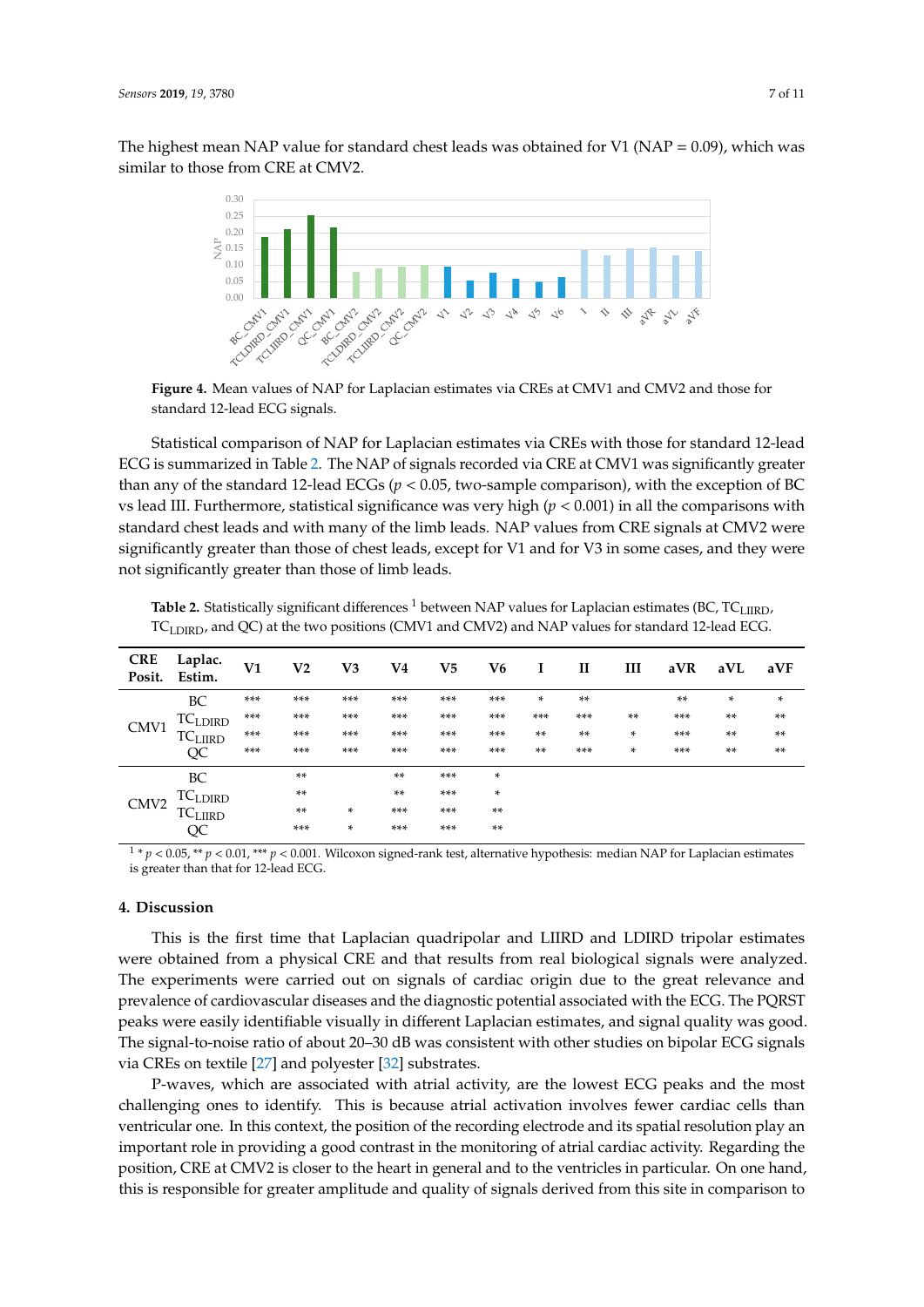The highest mean NAP value for standard chest leads was obtained for V1 (NAP = 0.09), which was similar to those from CRE at CMV2.

**Figure 4.** Mean values of NAP for Laplacian estimates via CREs at CMV1 and CMV2 and those for standard 12-lead ECG signals.

Statistical comparison of NAP for Laplacian estimates via CREs with those for standard 12-lead ECG is summarized in Table 2. The NAP of signals recorded via CRE at CMV1 was significantly greater than any of the standard 12-lead ECGs ($p < 0.05$, two-sample comparison), with the exception of BC vs lead III. Furthermore, statistical significance was very high ($p < 0.001$) in all the comparisons with standard chest leads and with many of the limb leads. NAP values from CRE signals at CMV2 were significantly greater than those of chest leads, except for V1 and for V3 in some cases, and they were not significantly greater than those of limb leads.

**Table 2.** Statistically significant differences [1] between NAP values for Laplacian estimates (BC, $TC_{LIIRD}$, $TC_{LDIRD}$, and QC) at the two positions (CMV1 and CMV2) and NAP values for standard 12-lead ECG.

| CRE Posit. | Laplac. Estim. | V1 | V2 | V3 | V4 | V5 | V6 | I | II | III | aVR | aVL | aVF |
|---|---|---|---|---|---|---|---|---|---|---|---|---|---|
| CMV1 | BC | *** | *** | *** | *** | *** | *** | * | ** | | ** | * | * |
| | $TC_{LDIRD}$ | *** | *** | *** | *** | *** | *** | *** | *** | ** | *** | ** | ** |
| | $TC_{LIIRD}$ | *** | *** | *** | *** | *** | *** | ** | ** | * | *** | ** | ** |
| | QC | *** | *** | *** | *** | *** | *** | ** | *** | * | *** | ** | ** |
| CMV2 | BC | | ** | | ** | *** | * | | | | | | |
| | $TC_{LDIRD}$ | | ** | | ** | *** | * | | | | | | |
| | $TC_{LIIRD}$ | | ** | * | *** | *** | ** | | | | | | |
| | QC | | *** | * | *** | *** | ** | | | | | | |

[1] * $p < 0.05$, ** $p < 0.01$, *** $p < 0.001$. Wilcoxon signed-rank test, alternative hypothesis: median NAP for Laplacian estimates is greater than that for 12-lead ECG.

## 4. Discussion

This is the first time that Laplacian quadripolar and LIIRD and LDIRD tripolar estimates were obtained from a physical CRE and that results from real biological signals were analyzed. The experiments were carried out on signals of cardiac origin due to the great relevance and prevalence of cardiovascular diseases and the diagnostic potential associated with the ECG. The PQRST peaks were easily identifiable visually in different Laplacian estimates, and signal quality was good. The signal-to-noise ratio of about 20–30 dB was consistent with other studies on bipolar ECG signals via CREs on textile [27] and polyester [32] substrates.

P-waves, which are associated with atrial activity, are the lowest ECG peaks and the most challenging ones to identify. This is because atrial activation involves fewer cardiac cells than ventricular one. In this context, the position of the recording electrode and its spatial resolution play an important role in providing a good contrast in the monitoring of atrial cardiac activity. Regarding the position, CRE at CMV2 is closer to the heart in general and to the ventricles in particular. On one hand, this is responsible for greater amplitude and quality of signals derived from this site in comparison to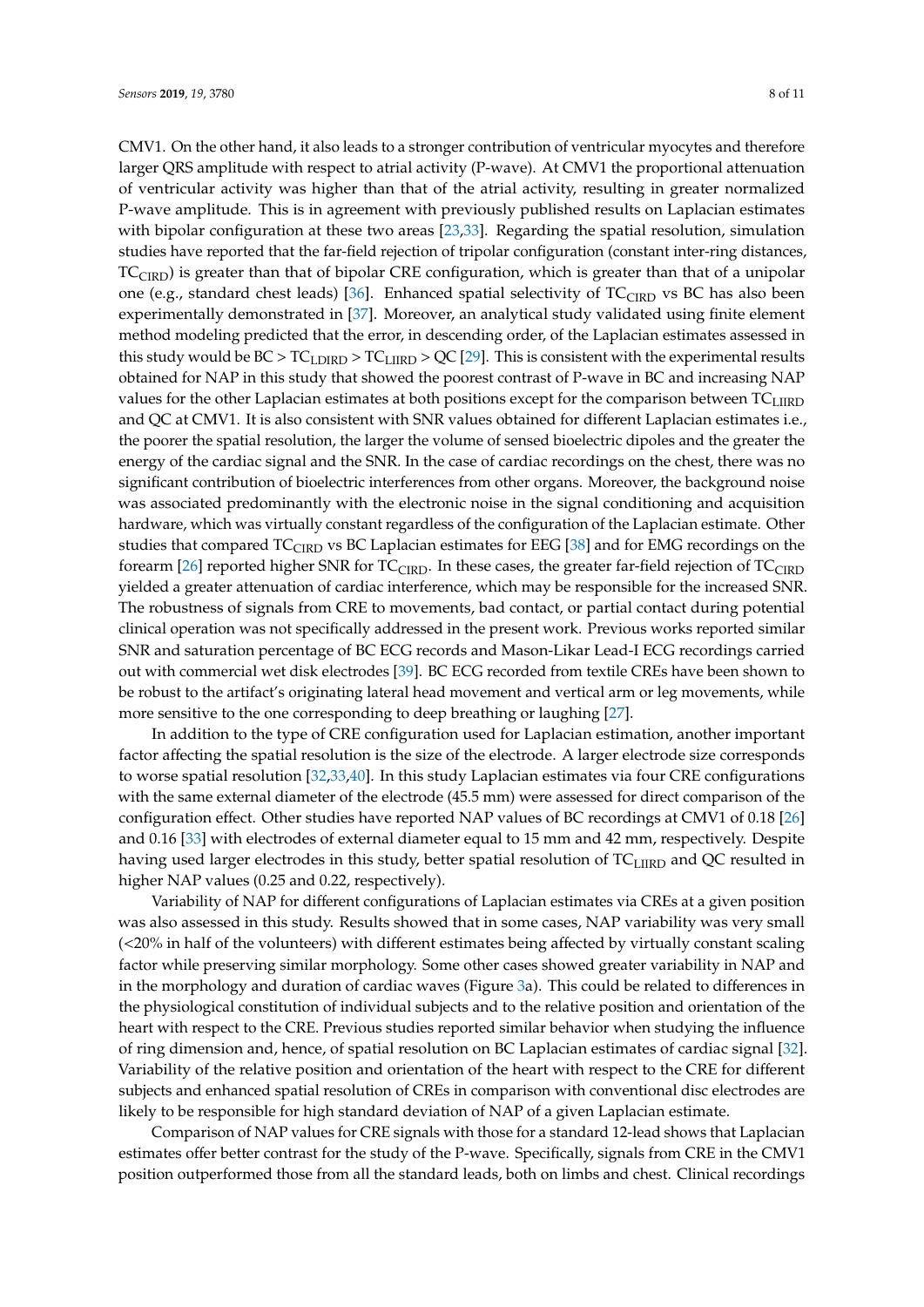CMV1. On the other hand, it also leads to a stronger contribution of ventricular myocytes and therefore larger QRS amplitude with respect to atrial activity (P-wave). At CMV1 the proportional attenuation of ventricular activity was higher than that of the atrial activity, resulting in greater normalized P-wave amplitude. This is in agreement with previously published results on Laplacian estimates with bipolar configuration at these two areas [23,33]. Regarding the spatial resolution, simulation studies have reported that the far-field rejection of tripolar configuration (constant inter-ring distances, $TC_{CIRD}$) is greater than that of bipolar CRE configuration, which is greater than that of a unipolar one (e.g., standard chest leads) [36]. Enhanced spatial selectivity of $TC_{CIRD}$ vs BC has also been experimentally demonstrated in [37]. Moreover, an analytical study validated using finite element method modeling predicted that the error, in descending order, of the Laplacian estimates assessed in this study would be BC > $TC_{LDIRD}$ > $TC_{LIIRD}$ > QC [29]. This is consistent with the experimental results obtained for NAP in this study that showed the poorest contrast of P-wave in BC and increasing NAP values for the other Laplacian estimates at both positions except for the comparison between $TC_{LIIRD}$ and QC at CMV1. It is also consistent with SNR values obtained for different Laplacian estimates i.e., the poorer the spatial resolution, the larger the volume of sensed bioelectric dipoles and the greater the energy of the cardiac signal and the SNR. In the case of cardiac recordings on the chest, there was no significant contribution of bioelectric interferences from other organs. Moreover, the background noise was associated predominantly with the electronic noise in the signal conditioning and acquisition hardware, which was virtually constant regardless of the configuration of the Laplacian estimate. Other studies that compared $TC_{CIRD}$ vs BC Laplacian estimates for EEG [38] and for EMG recordings on the forearm [26] reported higher SNR for $TC_{CIRD}$. In these cases, the greater far-field rejection of $TC_{CIRD}$ yielded a greater attenuation of cardiac interference, which may be responsible for the increased SNR. The robustness of signals from CRE to movements, bad contact, or partial contact during potential clinical operation was not specifically addressed in the present work. Previous works reported similar SNR and saturation percentage of BC ECG records and Mason-Likar Lead-I ECG recordings carried out with commercial wet disk electrodes [39]. BC ECG recorded from textile CREs have been shown to be robust to the artifact's originating lateral head movement and vertical arm or leg movements, while more sensitive to the one corresponding to deep breathing or laughing [27].

In addition to the type of CRE configuration used for Laplacian estimation, another important factor affecting the spatial resolution is the size of the electrode. A larger electrode size corresponds to worse spatial resolution [32,33,40]. In this study Laplacian estimates via four CRE configurations with the same external diameter of the electrode (45.5 mm) were assessed for direct comparison of the configuration effect. Other studies have reported NAP values of BC recordings at CMV1 of 0.18 [26] and 0.16 [33] with electrodes of external diameter equal to 15 mm and 42 mm, respectively. Despite having used larger electrodes in this study, better spatial resolution of $TC_{LIIRD}$ and QC resulted in higher NAP values (0.25 and 0.22, respectively).

Variability of NAP for different configurations of Laplacian estimates via CREs at a given position was also assessed in this study. Results showed that in some cases, NAP variability was very small (<20% in half of the volunteers) with different estimates being affected by virtually constant scaling factor while preserving similar morphology. Some other cases showed greater variability in NAP and in the morphology and duration of cardiac waves (Figure 3a). This could be related to differences in the physiological constitution of individual subjects and to the relative position and orientation of the heart with respect to the CRE. Previous studies reported similar behavior when studying the influence of ring dimension and, hence, of spatial resolution on BC Laplacian estimates of cardiac signal [32]. Variability of the relative position and orientation of the heart with respect to the CRE for different subjects and enhanced spatial resolution of CREs in comparison with conventional disc electrodes are likely to be responsible for high standard deviation of NAP of a given Laplacian estimate.

Comparison of NAP values for CRE signals with those for a standard 12-lead shows that Laplacian estimates offer better contrast for the study of the P-wave. Specifically, signals from CRE in the CMV1 position outperformed those from all the standard leads, both on limbs and chest. Clinical recordings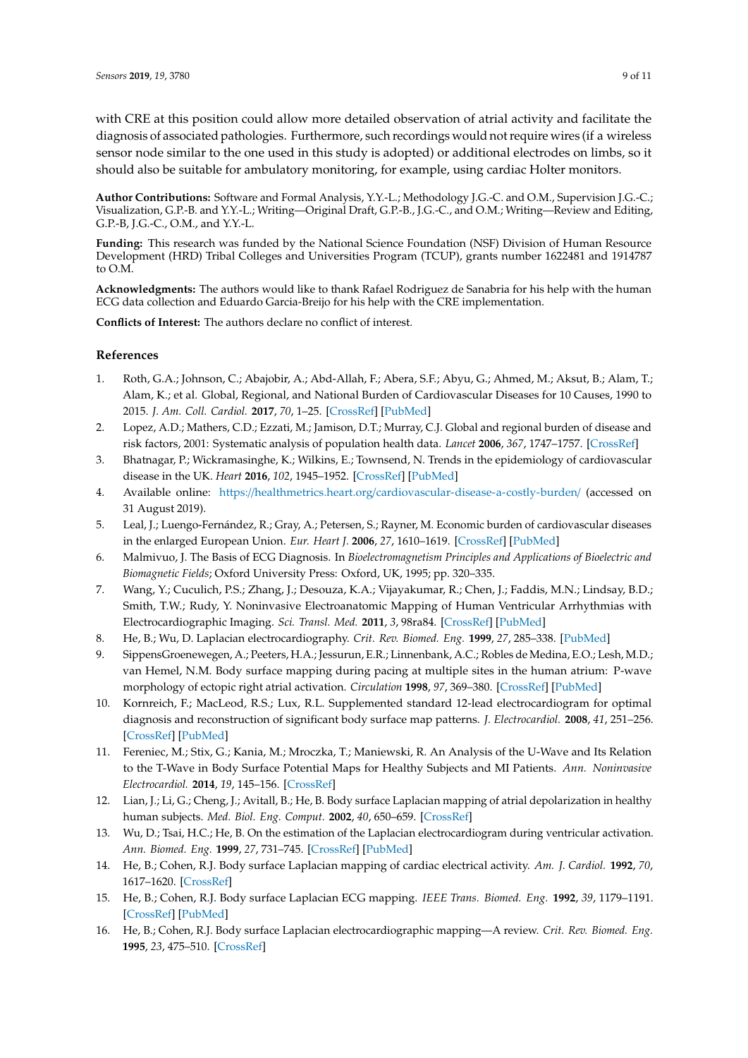with CRE at this position could allow more detailed observation of atrial activity and facilitate the diagnosis of associated pathologies. Furthermore, such recordings would not require wires (if a wireless sensor node similar to the one used in this study is adopted) or additional electrodes on limbs, so it should also be suitable for ambulatory monitoring, for example, using cardiac Holter monitors.

**Author Contributions:** Software and Formal Analysis, Y.Y.-L.; Methodology J.G.-C. and O.M., Supervision J.G.-C.; Visualization, G.P.-B. and Y.Y.-L.; Writing—Original Draft, G.P.-B., J.G.-C., and O.M.; Writing—Review and Editing, G.P.-B, J.G.-C., O.M., and Y.Y.-L.

**Funding:** This research was funded by the National Science Foundation (NSF) Division of Human Resource Development (HRD) Tribal Colleges and Universities Program (TCUP), grants number 1622481 and 1914787 to O.M.

**Acknowledgments:** The authors would like to thank Rafael Rodriguez de Sanabria for his help with the human ECG data collection and Eduardo Garcia-Breijo for his help with the CRE implementation.

**Conflicts of Interest:** The authors declare no conflict of interest.

## References

1. Roth, G.A.; Johnson, C.; Abajobir, A.; Abd-Allah, F.; Abera, S.F.; Abyu, G.; Ahmed, M.; Aksut, B.; Alam, T.; Alam, K.; et al. Global, Regional, and National Burden of Cardiovascular Diseases for 10 Causes, 1990 to 2015. *J. Am. Coll. Cardiol.* **2017**, *70*, 1–25. [CrossRef] [PubMed]
2. Lopez, A.D.; Mathers, C.D.; Ezzati, M.; Jamison, D.T.; Murray, C.J. Global and regional burden of disease and risk factors, 2001: Systematic analysis of population health data. *Lancet* **2006**, *367*, 1747–1757. [CrossRef]
3. Bhatnagar, P.; Wickramasinghe, K.; Wilkins, E.; Townsend, N. Trends in the epidemiology of cardiovascular disease in the UK. *Heart* **2016**, *102*, 1945–1952. [CrossRef] [PubMed]
4. Available online: https://healthmetrics.heart.org/cardiovascular-disease-a-costly-burden/ (accessed on 31 August 2019).
5. Leal, J.; Luengo-Fernández, R.; Gray, A.; Petersen, S.; Rayner, M. Economic burden of cardiovascular diseases in the enlarged European Union. *Eur. Heart J.* **2006**, *27*, 1610–1619. [CrossRef] [PubMed]
6. Malmivuo, J. The Basis of ECG Diagnosis. In *Bioelectromagnetism Principles and Applications of Bioelectric and Biomagnetic Fields*; Oxford University Press: Oxford, UK, 1995; pp. 320–335.
7. Wang, Y.; Cuculich, P.S.; Zhang, J.; Desouza, K.A.; Vijayakumar, R.; Chen, J.; Faddis, M.N.; Lindsay, B.D.; Smith, T.W.; Rudy, Y. Noninvasive Electroanatomic Mapping of Human Ventricular Arrhythmias with Electrocardiographic Imaging. *Sci. Transl. Med.* **2011**, *3*, 98ra84. [CrossRef] [PubMed]
8. He, B.; Wu, D. Laplacian electrocardiography. *Crit. Rev. Biomed. Eng.* **1999**, *27*, 285–338. [PubMed]
9. SippensGroenewegen, A.; Peeters, H.A.; Jessurun, E.R.; Linnenbank, A.C.; Robles de Medina, E.O.; Lesh, M.D.; van Hemel, N.M. Body surface mapping during pacing at multiple sites in the human atrium: P-wave morphology of ectopic right atrial activation. *Circulation* **1998**, *97*, 369–380. [CrossRef] [PubMed]
10. Kornreich, F.; MacLeod, R.S.; Lux, R.L. Supplemented standard 12-lead electrocardiogram for optimal diagnosis and reconstruction of significant body surface map patterns. *J. Electrocardiol.* **2008**, *41*, 251–256. [CrossRef] [PubMed]
11. Fereniec, M.; Stix, G.; Kania, M.; Mroczka, T.; Maniewski, R. An Analysis of the U-Wave and Its Relation to the T-Wave in Body Surface Potential Maps for Healthy Subjects and MI Patients. *Ann. Noninvasive Electrocardiol.* **2014**, *19*, 145–156. [CrossRef]
12. Lian, J.; Li, G.; Cheng, J.; Avitall, B.; He, B. Body surface Laplacian mapping of atrial depolarization in healthy human subjects. *Med. Biol. Eng. Comput.* **2002**, *40*, 650–659. [CrossRef]
13. Wu, D.; Tsai, H.C.; He, B. On the estimation of the Laplacian electrocardiogram during ventricular activation. *Ann. Biomed. Eng.* **1999**, *27*, 731–745. [CrossRef] [PubMed]
14. He, B.; Cohen, R.J. Body surface Laplacian mapping of cardiac electrical activity. *Am. J. Cardiol.* **1992**, *70*, 1617–1620. [CrossRef]
15. He, B.; Cohen, R.J. Body surface Laplacian ECG mapping. *IEEE Trans. Biomed. Eng.* **1992**, *39*, 1179–1191. [CrossRef] [PubMed]
16. He, B.; Cohen, R.J. Body surface Laplacian electrocardiographic mapping—A review. *Crit. Rev. Biomed. Eng.* **1995**, *23*, 475–510. [CrossRef]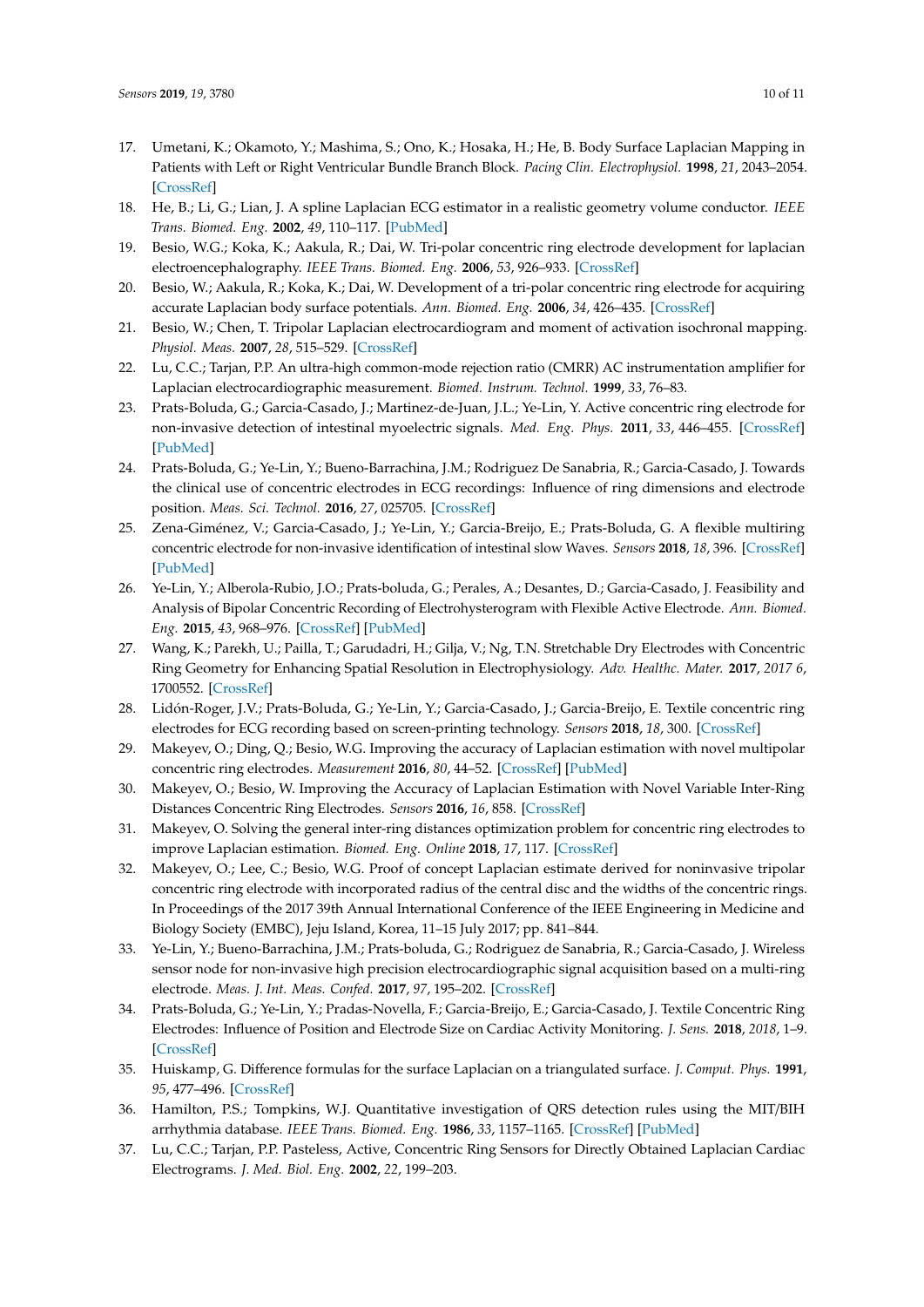17. Umetani, K.; Okamoto, Y.; Mashima, S.; Ono, K.; Hosaka, H.; He, B. Body Surface Laplacian Mapping in Patients with Left or Right Ventricular Bundle Branch Block. *Pacing Clin. Electrophysiol.* **1998**, *21*, 2043–2054. [CrossRef]
18. He, B.; Li, G.; Lian, J. A spline Laplacian ECG estimator in a realistic geometry volume conductor. *IEEE Trans. Biomed. Eng.* **2002**, *49*, 110–117. [PubMed]
19. Besio, W.G.; Koka, K.; Aakula, R.; Dai, W. Tri-polar concentric ring electrode development for laplacian electroencephalography. *IEEE Trans. Biomed. Eng.* **2006**, *53*, 926–933. [CrossRef]
20. Besio, W.; Aakula, R.; Koka, K.; Dai, W. Development of a tri-polar concentric ring electrode for acquiring accurate Laplacian body surface potentials. *Ann. Biomed. Eng.* **2006**, *34*, 426–435. [CrossRef]
21. Besio, W.; Chen, T. Tripolar Laplacian electrocardiogram and moment of activation isochronal mapping. *Physiol. Meas.* **2007**, *28*, 515–529. [CrossRef]
22. Lu, C.C.; Tarjan, P.P. An ultra-high common-mode rejection ratio (CMRR) AC instrumentation amplifier for Laplacian electrocardiographic measurement. *Biomed. Instrum. Technol.* **1999**, *33*, 76–83.
23. Prats-Boluda, G.; Garcia-Casado, J.; Martinez-de-Juan, J.L.; Ye-Lin, Y. Active concentric ring electrode for non-invasive detection of intestinal myoelectric signals. *Med. Eng. Phys.* **2011**, *33*, 446–455. [CrossRef] [PubMed]
24. Prats-Boluda, G.; Ye-Lin, Y.; Bueno-Barrachina, J.M.; Rodriguez De Sanabria, R.; Garcia-Casado, J. Towards the clinical use of concentric electrodes in ECG recordings: Influence of ring dimensions and electrode position. *Meas. Sci. Technol.* **2016**, *27*, 025705. [CrossRef]
25. Zena-Giménez, V.; Garcia-Casado, J.; Ye-Lin, Y.; Garcia-Breijo, E.; Prats-Boluda, G. A flexible multiring concentric electrode for non-invasive identification of intestinal slow Waves. *Sensors* **2018**, *18*, 396. [CrossRef] [PubMed]
26. Ye-Lin, Y.; Alberola-Rubio, J.O.; Prats-boluda, G.; Perales, A.; Desantes, D.; Garcia-Casado, J. Feasibility and Analysis of Bipolar Concentric Recording of Electrohysterogram with Flexible Active Electrode. *Ann. Biomed. Eng.* **2015**, *43*, 968–976. [CrossRef] [PubMed]
27. Wang, K.; Parekh, U.; Pailla, T.; Garudadri, H.; Gilja, V.; Ng, T.N. Stretchable Dry Electrodes with Concentric Ring Geometry for Enhancing Spatial Resolution in Electrophysiology. *Adv. Healthc. Mater.* **2017**, *2017 6*, 1700552. [CrossRef]
28. Lidón-Roger, J.V.; Prats-Boluda, G.; Ye-Lin, Y.; Garcia-Casado, J.; Garcia-Breijo, E. Textile concentric ring electrodes for ECG recording based on screen-printing technology. *Sensors* **2018**, *18*, 300. [CrossRef]
29. Makeyev, O.; Ding, Q.; Besio, W.G. Improving the accuracy of Laplacian estimation with novel multipolar concentric ring electrodes. *Measurement* **2016**, *80*, 44–52. [CrossRef] [PubMed]
30. Makeyev, O.; Besio, W. Improving the Accuracy of Laplacian Estimation with Novel Variable Inter-Ring Distances Concentric Ring Electrodes. *Sensors* **2016**, *16*, 858. [CrossRef]
31. Makeyev, O. Solving the general inter-ring distances optimization problem for concentric ring electrodes to improve Laplacian estimation. *Biomed. Eng. Online* **2018**, *17*, 117. [CrossRef]
32. Makeyev, O.; Lee, C.; Besio, W.G. Proof of concept Laplacian estimate derived for noninvasive tripolar concentric ring electrode with incorporated radius of the central disc and the widths of the concentric rings. In Proceedings of the 2017 39th Annual International Conference of the IEEE Engineering in Medicine and Biology Society (EMBC), Jeju Island, Korea, 11–15 July 2017; pp. 841–844.
33. Ye-Lin, Y.; Bueno-Barrachina, J.M.; Prats-boluda, G.; Rodriguez de Sanabria, R.; Garcia-Casado, J. Wireless sensor node for non-invasive high precision electrocardiographic signal acquisition based on a multi-ring electrode. *Meas. J. Int. Meas. Confed.* **2017**, *97*, 195–202. [CrossRef]
34. Prats-Boluda, G.; Ye-Lin, Y.; Pradas-Novella, F.; Garcia-Breijo, E.; Garcia-Casado, J. Textile Concentric Ring Electrodes: Influence of Position and Electrode Size on Cardiac Activity Monitoring. *J. Sens.* **2018**, *2018*, 1–9. [CrossRef]
35. Huiskamp, G. Difference formulas for the surface Laplacian on a triangulated surface. *J. Comput. Phys.* **1991**, *95*, 477–496. [CrossRef]
36. Hamilton, P.S.; Tompkins, W.J. Quantitative investigation of QRS detection rules using the MIT/BIH arrhythmia database. *IEEE Trans. Biomed. Eng.* **1986**, *33*, 1157–1165. [CrossRef] [PubMed]
37. Lu, C.C.; Tarjan, P.P. Pasteless, Active, Concentric Ring Sensors for Directly Obtained Laplacian Cardiac Electrograms. *J. Med. Biol. Eng.* **2002**, *22*, 199–203.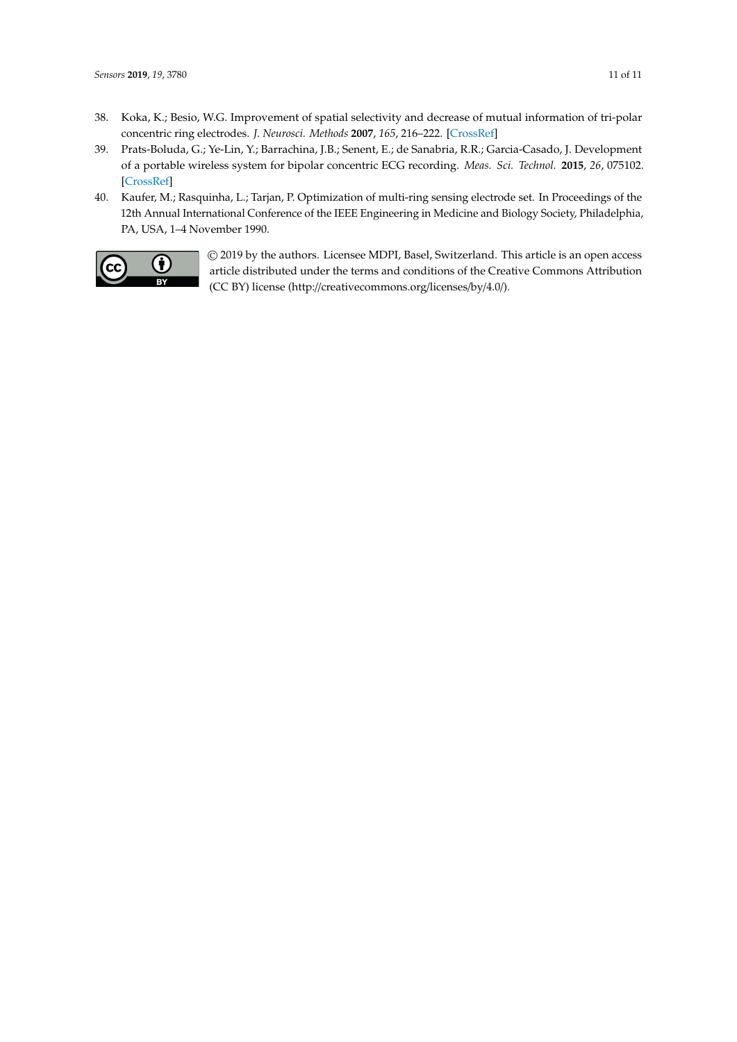38. Koka, K.; Besio, W.G. Improvement of spatial selectivity and decrease of mutual information of tri-polar concentric ring electrodes. *J. Neurosci. Methods* **2007**, *165*, 216–222. [CrossRef]
39. Prats-Boluda, G.; Ye-Lin, Y.; Barrachina, J.B.; Senent, E.; de Sanabria, R.R.; Garcia-Casado, J. Development of a portable wireless system for bipolar concentric ECG recording. *Meas. Sci. Technol.* **2015**, *26*, 075102. [CrossRef]
40. Kaufer, M.; Rasquinha, L.; Tarjan, P. Optimization of multi-ring sensing electrode set. In Proceedings of the 12th Annual International Conference of the IEEE Engineering in Medicine and Biology Society, Philadelphia, PA, USA, 1–4 November 1990.

© 2019 by the authors. Licensee MDPI, Basel, Switzerland. This article is an open access article distributed under the terms and conditions of the Creative Commons Attribution (CC BY) license (http://creativecommons.org/licenses/by/4.0/).